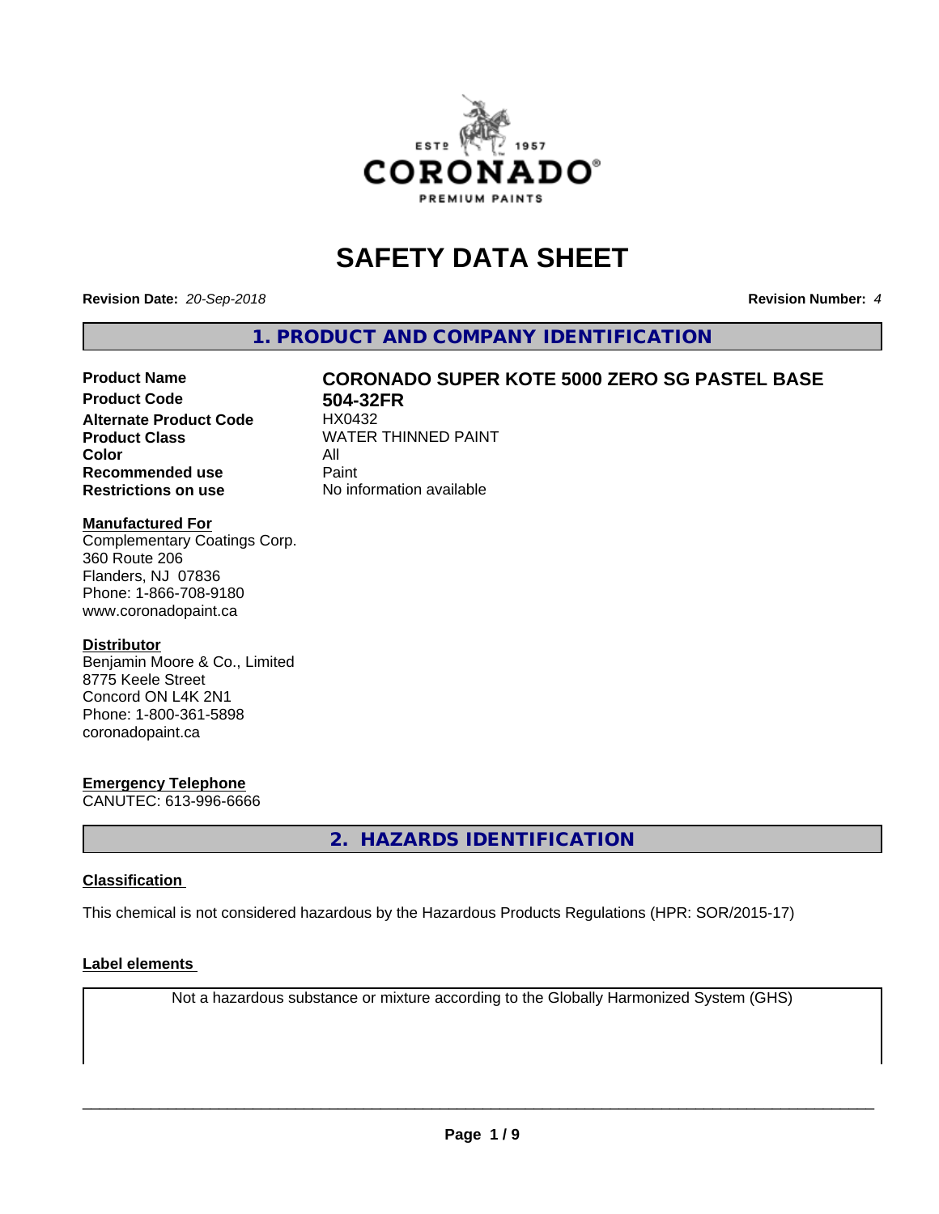# SAFETY DATA SHEET

**Revision Date:** *20-Sep-2018*

**Revision Number:** *4*

## 1. PRODUCT AND COMPANY IDENTIFICATION

| | |
|---|---|
| **Product Name** | **CORONADO SUPER KOTE 5000 ZERO SG PASTEL BASE** |
| **Product Code** | **504-32FR** |
| **Alternate Product Code** | HX0432 |
| **Product Class** | WATER THINNED PAINT |
| **Color** | All |
| **Recommended use** | Paint |
| **Restrictions on use** | No information available |

**Manufactured For**
Complementary Coatings Corp.
360 Route 206
Flanders, NJ 07836
Phone: 1-866-708-9180
www.coronadopaint.ca

**Distributor**
Benjamin Moore & Co., Limited
8775 Keele Street
Concord ON L4K 2N1
Phone: 1-800-361-5898
coronadopaint.ca

**Emergency Telephone**
CANUTEC: 613-996-6666

## 2. HAZARDS IDENTIFICATION

**Classification**

This chemical is not considered hazardous by the Hazardous Products Regulations (HPR: SOR/2015-17)

**Label elements**

Not a hazardous substance or mixture according to the Globally Harmonized System (GHS)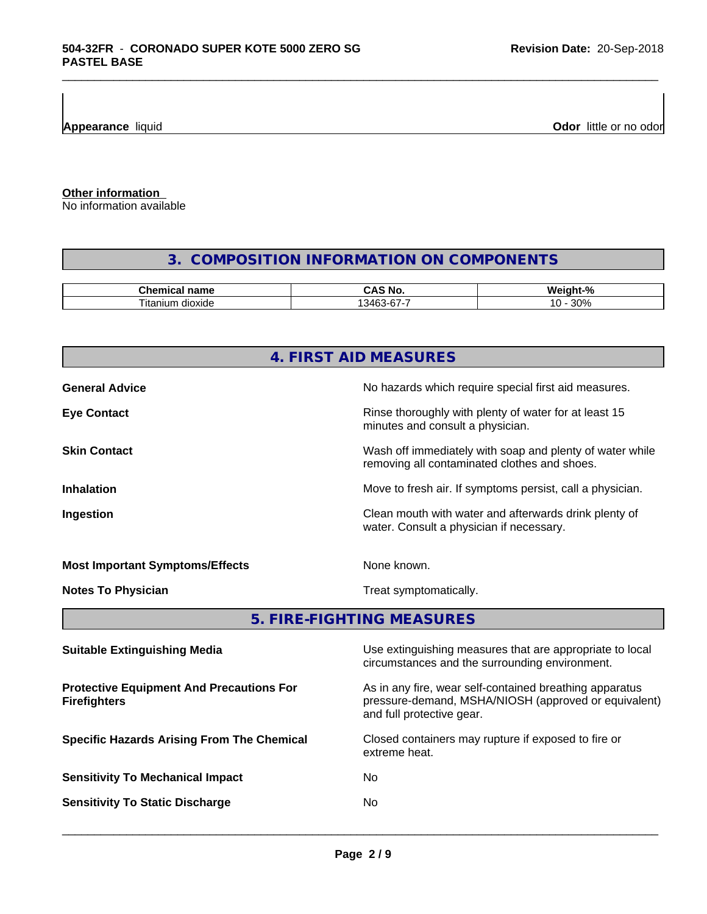**Appearance** liquid

**Odor** little or no odor

**Other information**

No information available

## 3. COMPOSITION INFORMATION ON COMPONENTS

| Chemical name | CAS No. | Weight-% |
|---|---|---|
| Titanium dioxide | 13463-67-7 | 10 - 30% |

## 4. FIRST AID MEASURES

**General Advice** No hazards which require special first aid measures.

**Eye Contact** Rinse thoroughly with plenty of water for at least 15 minutes and consult a physician.

**Skin Contact** Wash off immediately with soap and plenty of water while removing all contaminated clothes and shoes.

**Inhalation** Move to fresh air. If symptoms persist, call a physician.

**Ingestion** Clean mouth with water and afterwards drink plenty of water. Consult a physician if necessary.

**Most Important Symptoms/Effects** None known.

**Notes To Physician** Treat symptomatically.

## 5. FIRE-FIGHTING MEASURES

**Suitable Extinguishing Media** Use extinguishing measures that are appropriate to local circumstances and the surrounding environment.

**Protective Equipment And Precautions For Firefighters** As in any fire, wear self-contained breathing apparatus pressure-demand, MSHA/NIOSH (approved or equivalent) and full protective gear.

**Specific Hazards Arising From The Chemical** Closed containers may rupture if exposed to fire or extreme heat.

**Sensitivity To Mechanical Impact** No

**Sensitivity To Static Discharge** No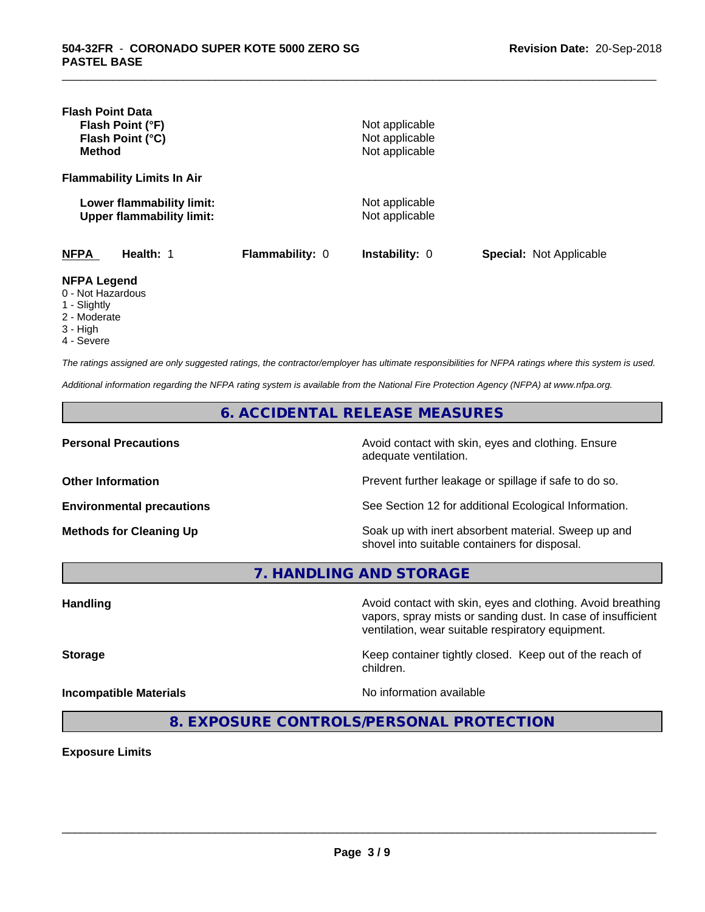**Flash Point Data**

| | |
|---|---|
| **Flash Point (°F)** | Not applicable |
| **Flash Point (°C)** | Not applicable |
| **Method** | Not applicable |

**Flammability Limits In Air**

| | |
|---|---|
| **Lower flammability limit:** | Not applicable |
| **Upper flammability limit:** | Not applicable |

| **NFPA** | **Health:** 1 | **Flammability:** 0 | **Instability:** 0 | **Special:** Not Applicable |
|---|---|---|---|---|

**NFPA Legend**
- 0 - Not Hazardous
- 1 - Slightly
- 2 - Moderate
- 3 - High
- 4 - Severe

*The ratings assigned are only suggested ratings, the contractor/employer has ultimate responsibilities for NFPA ratings where this system is used.*

*Additional information regarding the NFPA rating system is available from the National Fire Protection Agency (NFPA) at www.nfpa.org.*

## 6. ACCIDENTAL RELEASE MEASURES

| | |
|---|---|
| **Personal Precautions** | Avoid contact with skin, eyes and clothing. Ensure adequate ventilation. |
| **Other Information** | Prevent further leakage or spillage if safe to do so. |
| **Environmental precautions** | See Section 12 for additional Ecological Information. |
| **Methods for Cleaning Up** | Soak up with inert absorbent material. Sweep up and shovel into suitable containers for disposal. |

## 7. HANDLING AND STORAGE

| | |
|---|---|
| **Handling** | Avoid contact with skin, eyes and clothing. Avoid breathing vapors, spray mists or sanding dust. In case of insufficient ventilation, wear suitable respiratory equipment. |
| **Storage** | Keep container tightly closed. Keep out of the reach of children. |
| **Incompatible Materials** | No information available |

## 8. EXPOSURE CONTROLS/PERSONAL PROTECTION

**Exposure Limits**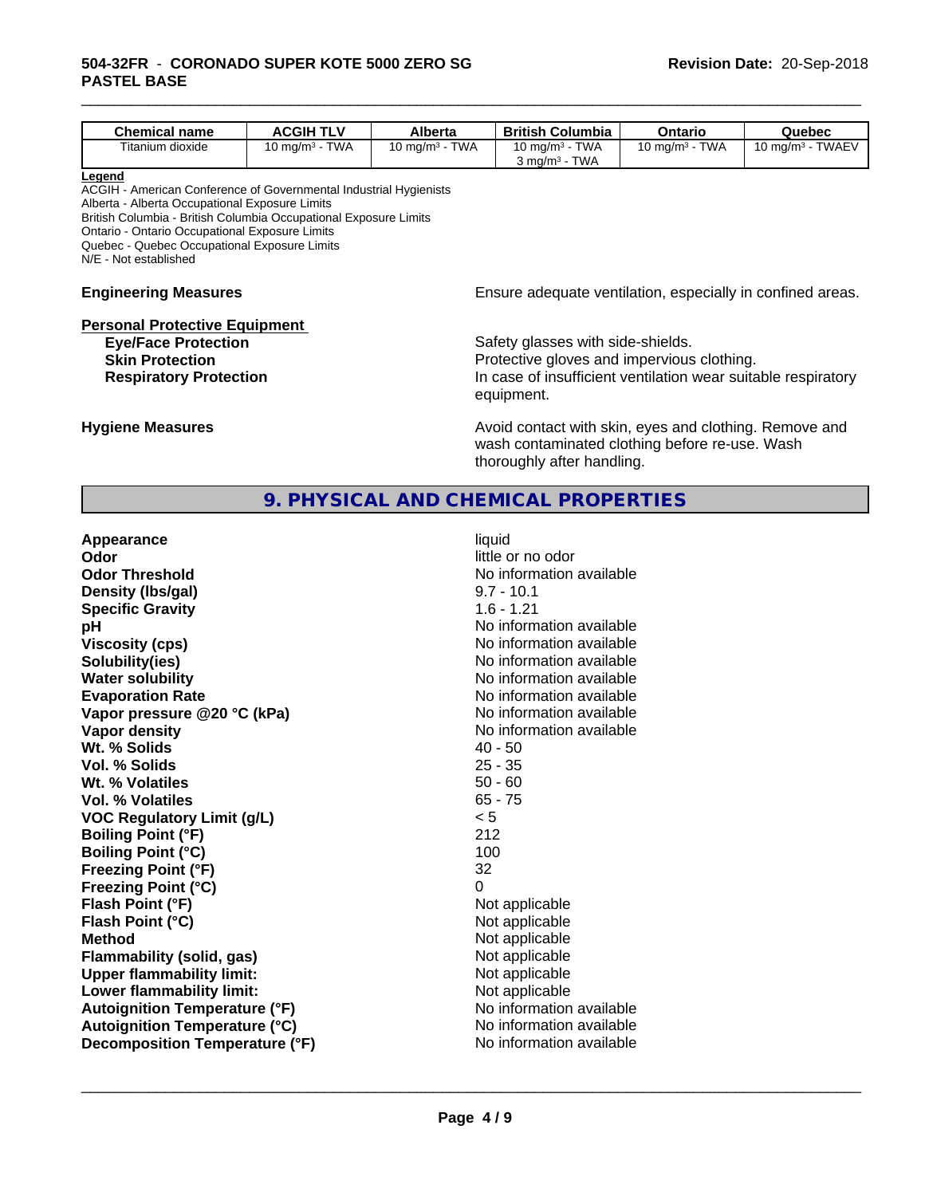| Chemical name | ACGIH TLV | Alberta | British Columbia | Ontario | Quebec |
|---|---|---|---|---|---|
| Titanium dioxide | 10 mg/m³ - TWA | 10 mg/m³ - TWA | 10 mg/m³ - TWA<br>3 mg/m³ - TWA | 10 mg/m³ - TWA | 10 mg/m³ - TWAEV |

**Legend**

ACGIH - American Conference of Governmental Industrial Hygienists
Alberta - Alberta Occupational Exposure Limits
British Columbia - British Columbia Occupational Exposure Limits
Ontario - Ontario Occupational Exposure Limits
Quebec - Quebec Occupational Exposure Limits
N/E - Not established

**Engineering Measures** Ensure adequate ventilation, especially in confined areas.

**Personal Protective Equipment**

**Eye/Face Protection** Safety glasses with side-shields.

**Skin Protection** Protective gloves and impervious clothing.

**Respiratory Protection** In case of insufficient ventilation wear suitable respiratory equipment.

**Hygiene Measures** Avoid contact with skin, eyes and clothing. Remove and wash contaminated clothing before re-use. Wash thoroughly after handling.

## 9. PHYSICAL AND CHEMICAL PROPERTIES

| Property | Value |
|---|---|
| **Appearance** | liquid |
| **Odor** | little or no odor |
| **Odor Threshold** | No information available |
| **Density (lbs/gal)** | 9.7 - 10.1 |
| **Specific Gravity** | 1.6 - 1.21 |
| **pH** | No information available |
| **Viscosity (cps)** | No information available |
| **Solubility(ies)** | No information available |
| **Water solubility** | No information available |
| **Evaporation Rate** | No information available |
| **Vapor pressure @20 °C (kPa)** | No information available |
| **Vapor density** | No information available |
| **Wt. % Solids** | 40 - 50 |
| **Vol. % Solids** | 25 - 35 |
| **Wt. % Volatiles** | 50 - 60 |
| **Vol. % Volatiles** | 65 - 75 |
| **VOC Regulatory Limit (g/L)** | < 5 |
| **Boiling Point (°F)** | 212 |
| **Boiling Point (°C)** | 100 |
| **Freezing Point (°F)** | 32 |
| **Freezing Point (°C)** | 0 |
| **Flash Point (°F)** | Not applicable |
| **Flash Point (°C)** | Not applicable |
| **Method** | Not applicable |
| **Flammability (solid, gas)** | Not applicable |
| **Upper flammability limit:** | Not applicable |
| **Lower flammability limit:** | Not applicable |
| **Autoignition Temperature (°F)** | No information available |
| **Autoignition Temperature (°C)** | No information available |
| **Decomposition Temperature (°F)** | No information available |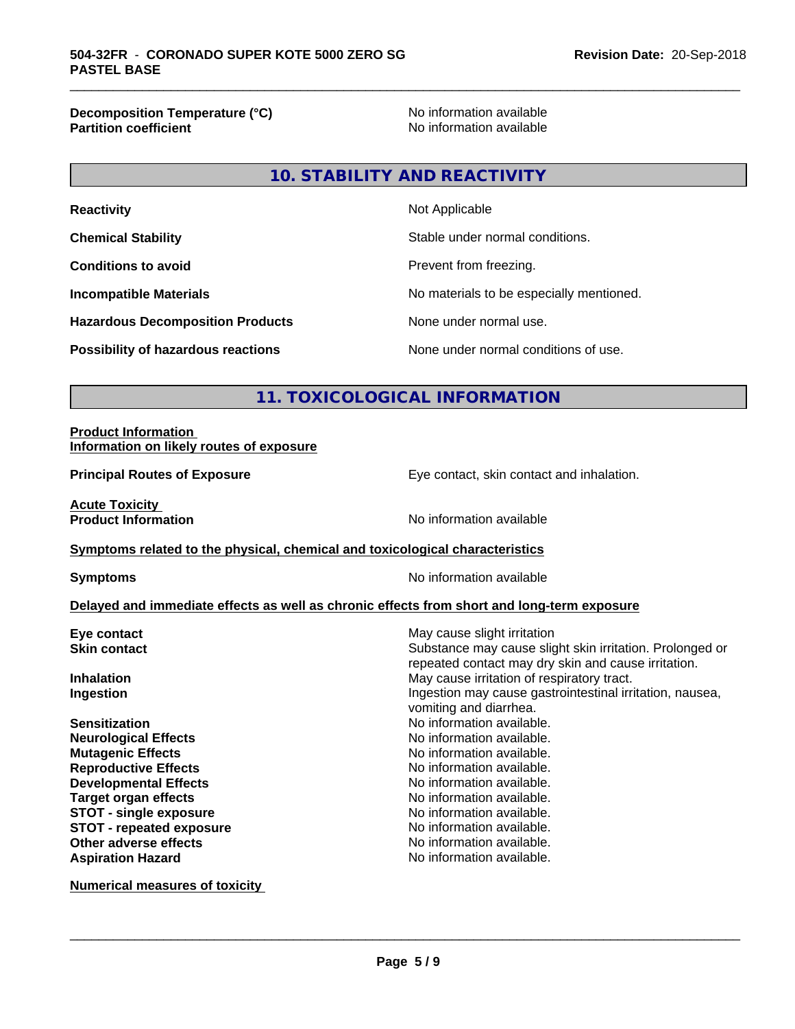**Decomposition Temperature (°C)** No information available
**Partition coefficient** No information available

## 10. STABILITY AND REACTIVITY

| | |
|---|---|
| **Reactivity** | Not Applicable |
| **Chemical Stability** | Stable under normal conditions. |
| **Conditions to avoid** | Prevent from freezing. |
| **Incompatible Materials** | No materials to be especially mentioned. |
| **Hazardous Decomposition Products** | None under normal use. |
| **Possibility of hazardous reactions** | None under normal conditions of use. |

## 11. TOXICOLOGICAL INFORMATION

**Product Information**
**Information on likely routes of exposure**

**Principal Routes of Exposure** Eye contact, skin contact and inhalation.

**Acute Toxicity**
**Product Information** No information available

**Symptoms related to the physical, chemical and toxicological characteristics**

**Symptoms** No information available

**Delayed and immediate effects as well as chronic effects from short and long-term exposure**

| | |
|---|---|
| **Eye contact** | May cause slight irritation |
| **Skin contact** | Substance may cause slight skin irritation. Prolonged or repeated contact may dry skin and cause irritation. |
| **Inhalation** | May cause irritation of respiratory tract. |
| **Ingestion** | Ingestion may cause gastrointestinal irritation, nausea, vomiting and diarrhea. |
| **Sensitization** | No information available. |
| **Neurological Effects** | No information available. |
| **Mutagenic Effects** | No information available. |
| **Reproductive Effects** | No information available. |
| **Developmental Effects** | No information available. |
| **Target organ effects** | No information available. |
| **STOT - single exposure** | No information available. |
| **STOT - repeated exposure** | No information available. |
| **Other adverse effects** | No information available. |
| **Aspiration Hazard** | No information available. |

**Numerical measures of toxicity**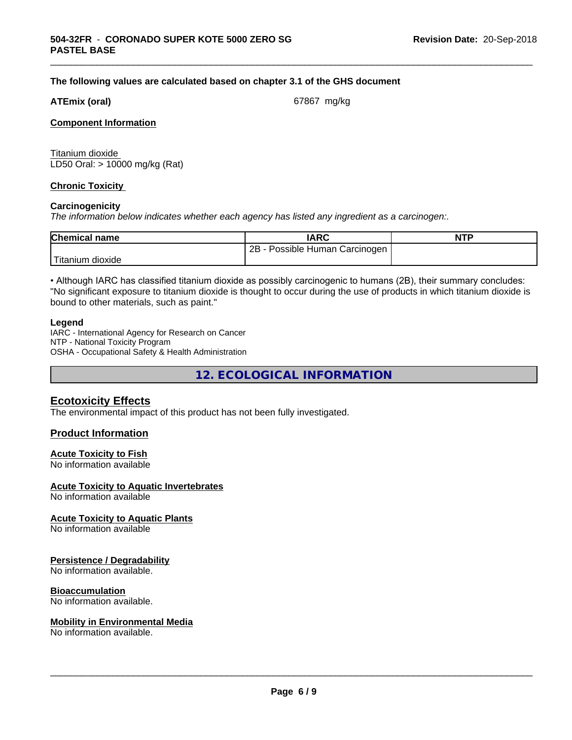**The following values are calculated based on chapter 3.1 of the GHS document**

**ATEmix (oral)** 67867 mg/kg

**Component Information**

Titanium dioxide
LD50 Oral: > 10000 mg/kg (Rat)

**Chronic Toxicity**

**Carcinogenicity**

*The information below indicates whether each agency has listed any ingredient as a carcinogen:.*

| Chemical name | IARC | NTP |
|---|---|---|
| Titanium dioxide | 2B - Possible Human Carcinogen | |

• Although IARC has classified titanium dioxide as possibly carcinogenic to humans (2B), their summary concludes: "No significant exposure to titanium dioxide is thought to occur during the use of products in which titanium dioxide is bound to other materials, such as paint."

**Legend**

IARC - International Agency for Research on Cancer
NTP - National Toxicity Program
OSHA - Occupational Safety & Health Administration

## 12. ECOLOGICAL INFORMATION

### Ecotoxicity Effects

The environmental impact of this product has not been fully investigated.

### Product Information

**Acute Toxicity to Fish**
No information available

**Acute Toxicity to Aquatic Invertebrates**
No information available

**Acute Toxicity to Aquatic Plants**
No information available

**Persistence / Degradability**
No information available.

**Bioaccumulation**
No information available.

**Mobility in Environmental Media**
No information available.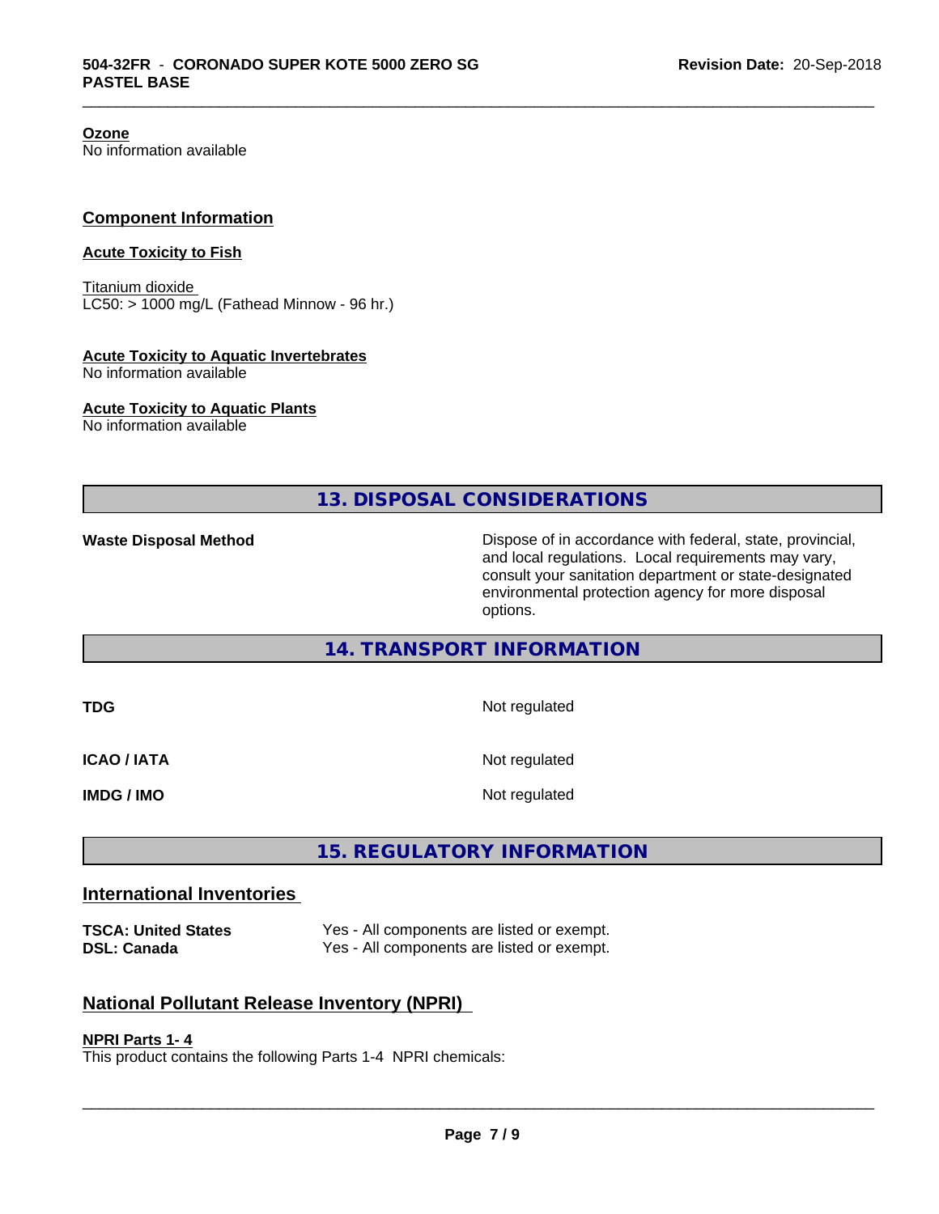**Ozone**
No information available

## Component Information

**Acute Toxicity to Fish**

Titanium dioxide
LC50: > 1000 mg/L (Fathead Minnow - 96 hr.)

**Acute Toxicity to Aquatic Invertebrates**
No information available

**Acute Toxicity to Aquatic Plants**
No information available

# 13. DISPOSAL CONSIDERATIONS

**Waste Disposal Method** — Dispose of in accordance with federal, state, provincial, and local regulations. Local requirements may vary, consult your sanitation department or state-designated environmental protection agency for more disposal options.

# 14. TRANSPORT INFORMATION

| | |
|---|---|
| **TDG** | Not regulated |
| **ICAO / IATA** | Not regulated |
| **IMDG / IMO** | Not regulated |

# 15. REGULATORY INFORMATION

## International Inventories

| | |
|---|---|
| **TSCA: United States** | Yes - All components are listed or exempt. |
| **DSL: Canada** | Yes - All components are listed or exempt. |

## National Pollutant Release Inventory (NPRI)

**NPRI Parts 1- 4**
This product contains the following Parts 1-4 NPRI chemicals: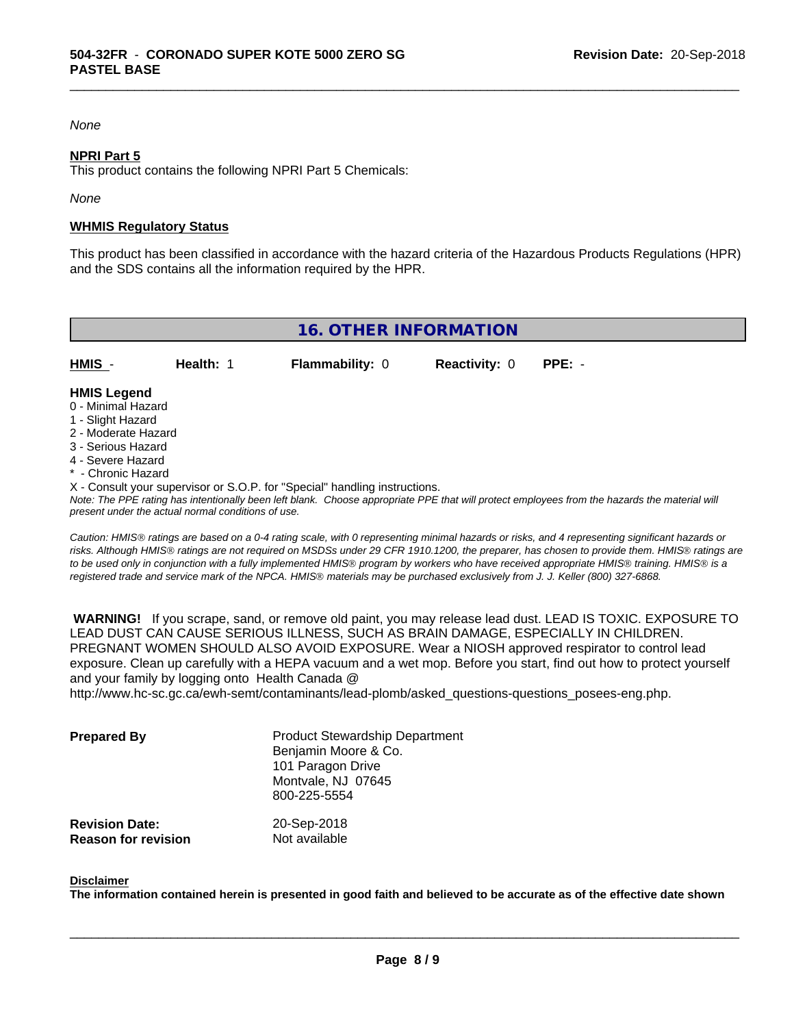*None*

**NPRI Part 5**

This product contains the following NPRI Part 5 Chemicals:

*None*

**WHMIS Regulatory Status**

This product has been classified in accordance with the hazard criteria of the Hazardous Products Regulations (HPR) and the SDS contains all the information required by the HPR.

## 16. OTHER INFORMATION

| **HMIS** - | **Health:** 1 | **Flammability:** 0 | **Reactivity:** 0 | **PPE:** - |
|---|---|---|---|---|

**HMIS Legend**

0 - Minimal Hazard
1 - Slight Hazard
2 - Moderate Hazard
3 - Serious Hazard
4 - Severe Hazard
* - Chronic Hazard
X - Consult your supervisor or S.O.P. for "Special" handling instructions.

*Note: The PPE rating has intentionally been left blank. Choose appropriate PPE that will protect employees from the hazards the material will present under the actual normal conditions of use.*

*Caution: HMIS® ratings are based on a 0-4 rating scale, with 0 representing minimal hazards or risks, and 4 representing significant hazards or risks. Although HMIS® ratings are not required on MSDSs under 29 CFR 1910.1200, the preparer, has chosen to provide them. HMIS® ratings are to be used only in conjunction with a fully implemented HMIS® program by workers who have received appropriate HMIS® training. HMIS® is a registered trade and service mark of the NPCA. HMIS® materials may be purchased exclusively from J. J. Keller (800) 327-6868.*

**WARNING!** If you scrape, sand, or remove old paint, you may release lead dust. LEAD IS TOXIC. EXPOSURE TO LEAD DUST CAN CAUSE SERIOUS ILLNESS, SUCH AS BRAIN DAMAGE, ESPECIALLY IN CHILDREN. PREGNANT WOMEN SHOULD ALSO AVOID EXPOSURE. Wear a NIOSH approved respirator to control lead exposure. Clean up carefully with a HEPA vacuum and a wet mop. Before you start, find out how to protect yourself and your family by logging onto Health Canada @ http://www.hc-sc.gc.ca/ewh-semt/contaminants/lead-plomb/asked_questions-questions_posees-eng.php.

**Prepared By**
Product Stewardship Department
Benjamin Moore & Co.
101 Paragon Drive
Montvale, NJ 07645
800-225-5554

**Revision Date:** 20-Sep-2018
**Reason for revision** Not available

**Disclaimer**

**The information contained herein is presented in good faith and believed to be accurate as of the effective date shown**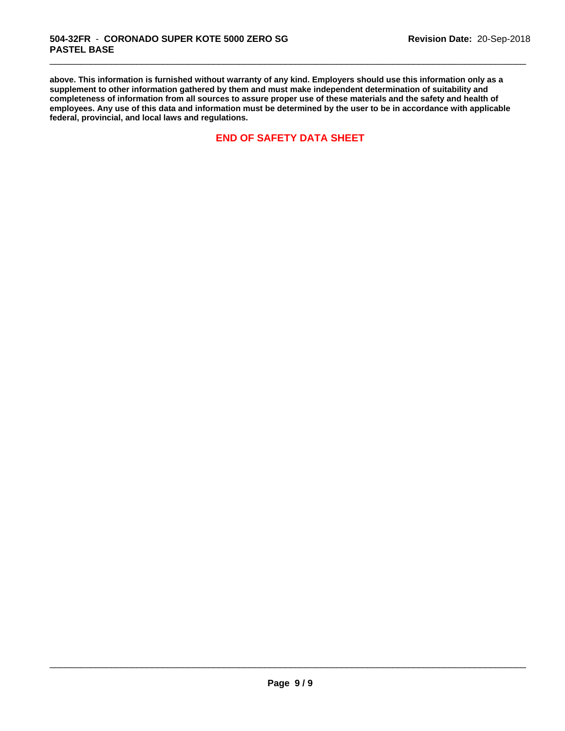**above. This information is furnished without warranty of any kind. Employers should use this information only as a supplement to other information gathered by them and must make independent determination of suitability and completeness of information from all sources to assure proper use of these materials and the safety and health of employees. Any use of this data and information must be determined by the user to be in accordance with applicable federal, provincial, and local laws and regulations.**

**END OF SAFETY DATA SHEET**